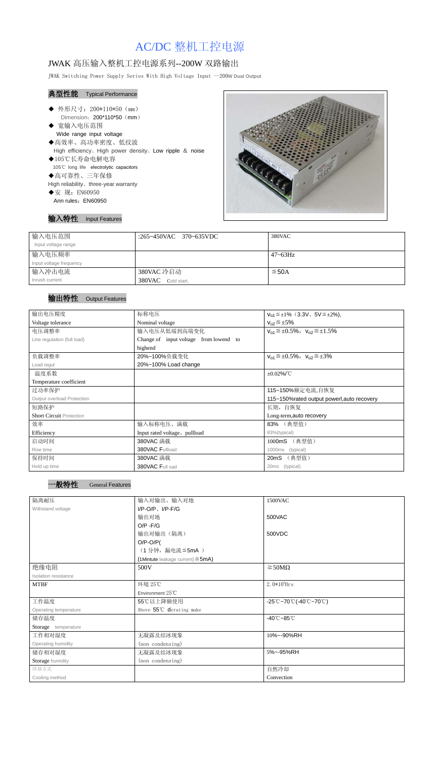# AC/DC 整机工控电源

## JWAK 高压输入整机工控电源系列--200W 双路输出

JWAK Switching Power Supply Series With High Voltage Input --200W Dual Output

### 典型性能 Typical Performance

- ◆ 外形尺寸：200*110*50（mm）
  Dimension：200*110*50（mm）
- ◆ 宽输入电压范围
  Wide range input voltage
- ◆高效率、高功率密度、低纹波
  High efficiency、High power density、Low ripple ＆ noise
- ◆105℃长寿命电解电容
  105℃ long life electrolytic capacitors
- ◆高可靠性、三年保修
  High reliability、three-year warranty
- ◆安 规：EN60950
  Ann rules：EN60950

### 输入特性 Input Features

| 输入电压范围<br>Input voltage range | :265~450VAC 370~635VDC | 380VAC |
| --- | --- | --- |
| 输入电压频率<br>Input voltage frequency | | 47~63Hz |
| 输入冲击电流<br>Inrush current | 380VAC 冷启动<br>380VAC Cold start, | ≦50A |

### 输出特性 Output Features

| 输出电压精度<br>Voltage tolerance | 标称电压<br>Nominal voltage | $V_{o1}$≦±1%（3.3V、5V≦±2%),<br>$V_{o2}$≦±5% |
| --- | --- | --- |
| 电压调整率<br>Line regulation (full load) | 输入电压从低端到高端变化<br>Change of input voltage from lowend to highend | $V_{o1}$≦±0.5%，$V_{o2}$≦±1.5% |
| 负载调整率<br>Load regul | 20%~100%负载变化<br>20%~100% Load change | $V_{o1}$≦±0.5%，$V_{o2}$≦±3% |
| 温度系数<br>Temperature coefficient | | ±0.02%/℃ |
| 过功率保护<br>Output overload Protection | | 115~150%额定电流,自恢复<br>115~150%rated output powerl,auto recovery |
| 短路保护<br>Short Circuit Protection | | 长期，自恢复<br>Long-term,auto recovery |
| 效率<br>Efficiency | 输入标称电压、满载<br>Input rated voltage、pullload | 83% （典型值）<br>83%(typical) |
| 启动时间<br>Rise time | 380VAC 满载<br>380VAC Fullload | 1000mS （典型值）<br>1000ms (typical) |
| 保持时间<br>Hold up time | 380VAC 满载<br>380VAC Full oad | 20mS （典型值）<br>20ms (typical) |

### 一般特性 General Features

| 隔离耐压<br>Withstand voltage | 输入对输出、输入对地<br>I/P-O/P、I/P-F/G<br>输出对地<br>O/P -F/G<br>输出对输出（隔离）<br>O/P-O/P(<br>（1 分钟，漏电流≦5mA ）<br>(1Mintute leakage current)≦5mA) | 1500VAC<br><br>500VAC<br><br>500VDC |
| --- | --- | --- |
| 绝缘电阻<br>Isolation resistance | 500V | ≧50MΩ |
| MTBF | 环境 25℃<br>Environment 25℃ | $2.0*10^5$Hrs |
| 工作温度<br>Operating temperature | 55℃以上降额使用<br>Above 55℃ derating make | -25℃~70℃(-40℃~70℃) |
| 储存温度<br>Storage temperature | | -40℃~85℃ |
| 工作相对湿度<br>Operating humidity | 无凝露及结冰现象<br>(non condensing) | 10%~-90%RH |
| 储存相对湿度<br>Storage humidity | 无凝露及结冰现象<br>(non condensing) | 5%~-95%RH |
| 冷却方式<br>Cooling method | | 自然冷却<br>Convection |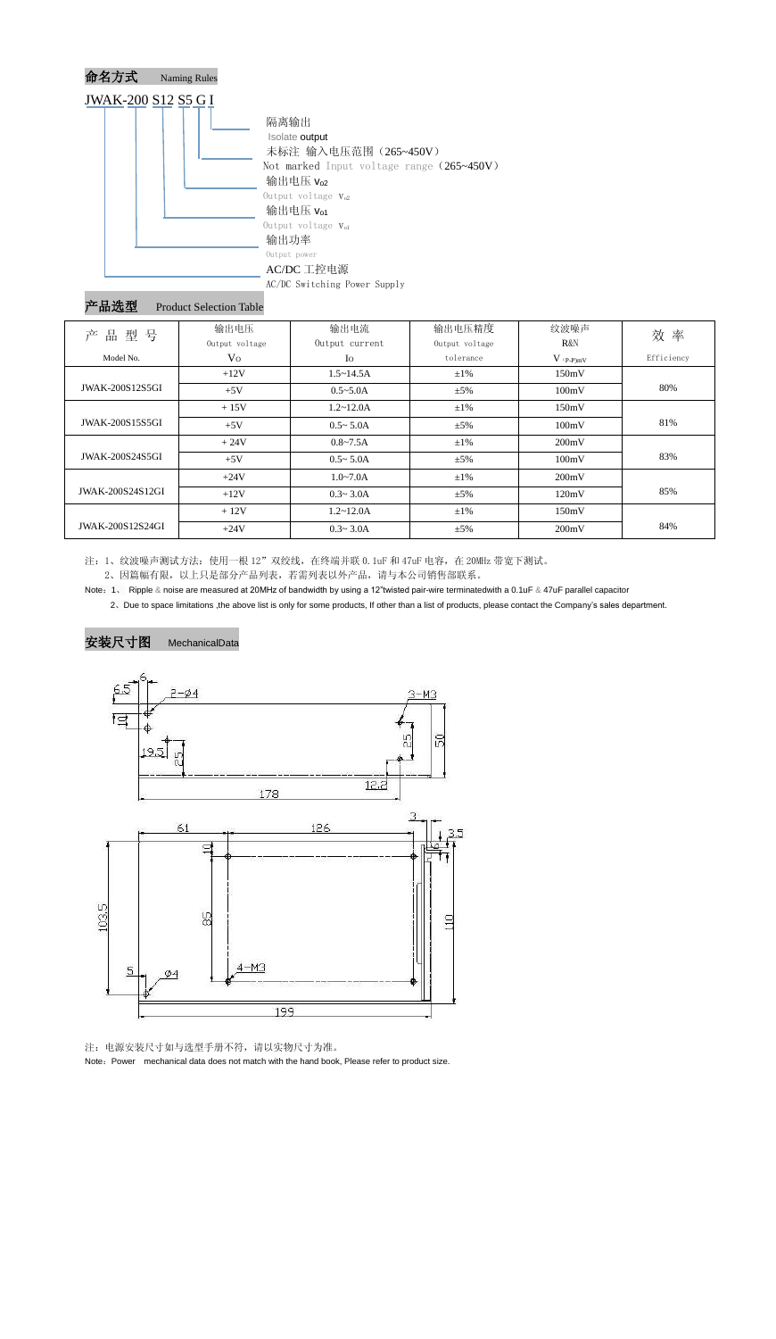## 命名方式 Naming Rules

JWAK-200 S12 S5 G I

- I：隔离输出 Isolate output
- G：未标注 输入电压范围（265~450V） Not marked Input voltage range（265~450V）
- S5：输出电压 $V_{o2}$ Output voltage $V_{o2}$
- S12：输出电压 $V_{o1}$ Output voltage $V_{o1}$
- 200：输出功率 Output power
- JWAK：AC/DC 工控电源 AC/DC Switching Power Supply

## 产品选型 Product Selection Table

| 产品型号 Model No. | 输出电压 Output voltage Vo | 输出电流 Output current Io | 输出电压精度 Output voltage tolerance | 纹波噪声 R&N V (P-P)mV | 效率 Efficiency |
|---|---|---|---|---|---|
| JWAK-200S12S5GI | +12V | 1.5~14.5A | ±1% | 150mV | 80% |
| | +5V | 0.5~5.0A | ±5% | 100mV | |
| JWAK-200S15S5GI | + 15V | 1.2~12.0A | ±1% | 150mV | 81% |
| | +5V | 0.5~ 5.0A | ±5% | 100mV | |
| JWAK-200S24S5GI | + 24V | 0.8~7.5A | ±1% | 200mV | 83% |
| | +5V | 0.5~ 5.0A | ±5% | 100mV | |
| JWAK-200S24S12GI | +24V | 1.0~7.0A | ±1% | 200mV | 85% |
| | +12V | 0.3~ 3.0A | ±5% | 120mV | |
| JWAK-200S12S24GI | + 12V | 1.2~12.0A | ±1% | 150mV | 84% |
| | +24V | 0.3~ 3.0A | ±5% | 200mV | |

注：1、纹波噪声测试方法：使用一根 12" 双绞线，在终端并联 0.1uF 和 47uF 电容，在 20MHz 带宽下测试。

2、因篇幅有限，以上只是部分产品列表，若需列表以外产品，请与本公司销售部联系。

Note：1、 Ripple & noise are measured at 20MHz of bandwidth by using a 12"twisted pair-wire terminatedwith a 0.1uF & 47uF parallel capacitor

2、Due to space limitations ,the above list is only for some products, If other than a list of products, please contact the Company's sales department.

## 安装尺寸图 MechanicalData

6.5
6
2-Ø4
3-M3
10
19.5
25
25
50
12.2
178
61
126
3
3.5
10
16
103.5
85
110
5
Ø4
4-M3
199

注：电源安装尺寸如与选型手册不符，请以实物尺寸为准。

Note：Power mechanical data does not match with the hand book, Please refer to product size.